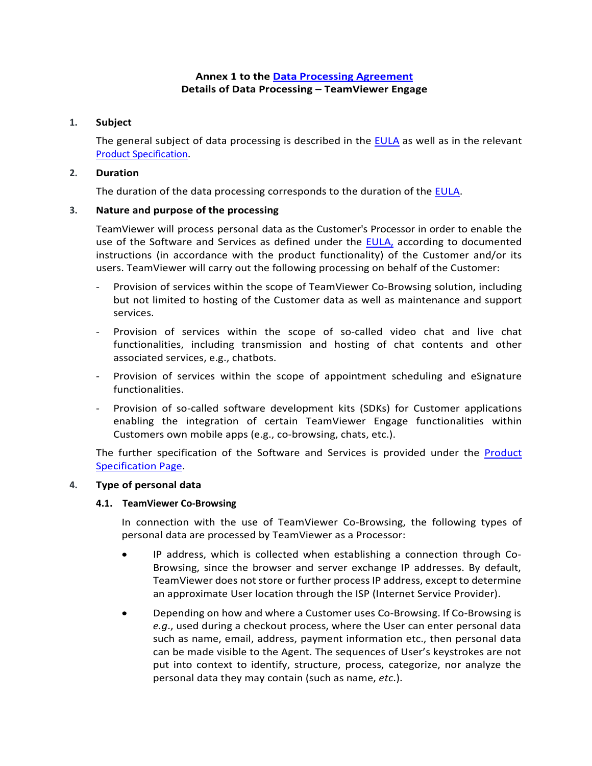**Annex 1 to the Data Processing Agreement**
**Details of Data Processing – TeamViewer Engage**

## 1. Subject

The general subject of data processing is described in the EULA as well as in the relevant Product Specification.

## 2. Duration

The duration of the data processing corresponds to the duration of the EULA.

## 3. Nature and purpose of the processing

TeamViewer will process personal data as the Customer's Processor in order to enable the use of the Software and Services as defined under the EULA, according to documented instructions (in accordance with the product functionality) of the Customer and/or its users. TeamViewer will carry out the following processing on behalf of the Customer:

- Provision of services within the scope of TeamViewer Co-Browsing solution, including but not limited to hosting of the Customer data as well as maintenance and support services.
- Provision of services within the scope of so-called video chat and live chat functionalities, including transmission and hosting of chat contents and other associated services, e.g., chatbots.
- Provision of services within the scope of appointment scheduling and eSignature functionalities.
- Provision of so-called software development kits (SDKs) for Customer applications enabling the integration of certain TeamViewer Engage functionalities within Customers own mobile apps (e.g., co-browsing, chats, etc.).

The further specification of the Software and Services is provided under the Product Specification Page.

## 4. Type of personal data

### 4.1. TeamViewer Co-Browsing

In connection with the use of TeamViewer Co-Browsing, the following types of personal data are processed by TeamViewer as a Processor:

- IP address, which is collected when establishing a connection through Co-Browsing, since the browser and server exchange IP addresses. By default, TeamViewer does not store or further process IP address, except to determine an approximate User location through the ISP (Internet Service Provider).
- Depending on how and where a Customer uses Co-Browsing. If Co-Browsing is *e.g*., used during a checkout process, where the User can enter personal data such as name, email, address, payment information etc., then personal data can be made visible to the Agent. The sequences of User's keystrokes are not put into context to identify, structure, process, categorize, nor analyze the personal data they may contain (such as name, *etc.*).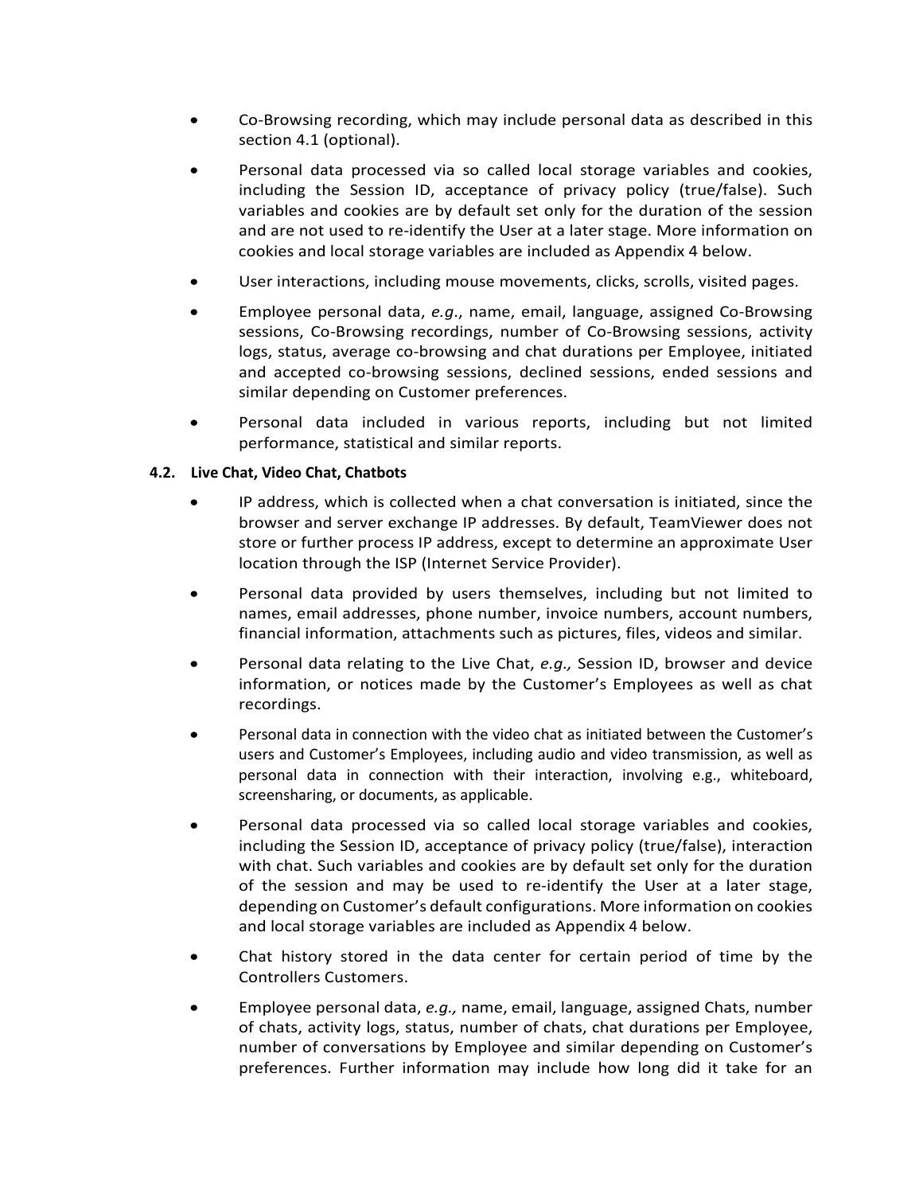- Co-Browsing recording, which may include personal data as described in this section 4.1 (optional).
- Personal data processed via so called local storage variables and cookies, including the Session ID, acceptance of privacy policy (true/false). Such variables and cookies are by default set only for the duration of the session and are not used to re-identify the User at a later stage. More information on cookies and local storage variables are included as Appendix 4 below.
- User interactions, including mouse movements, clicks, scrolls, visited pages.
- Employee personal data, *e.g*., name, email, language, assigned Co-Browsing sessions, Co-Browsing recordings, number of Co-Browsing sessions, activity logs, status, average co-browsing and chat durations per Employee, initiated and accepted co-browsing sessions, declined sessions, ended sessions and similar depending on Customer preferences.
- Personal data included in various reports, including but not limited performance, statistical and similar reports.

**4.2. Live Chat, Video Chat, Chatbots**

- IP address, which is collected when a chat conversation is initiated, since the browser and server exchange IP addresses. By default, TeamViewer does not store or further process IP address, except to determine an approximate User location through the ISP (Internet Service Provider).
- Personal data provided by users themselves, including but not limited to names, email addresses, phone number, invoice numbers, account numbers, financial information, attachments such as pictures, files, videos and similar.
- Personal data relating to the Live Chat, *e.g.,* Session ID, browser and device information, or notices made by the Customer's Employees as well as chat recordings.
- Personal data in connection with the video chat as initiated between the Customer's users and Customer's Employees, including audio and video transmission, as well as personal data in connection with their interaction, involving e.g., whiteboard, screensharing, or documents, as applicable.
- Personal data processed via so called local storage variables and cookies, including the Session ID, acceptance of privacy policy (true/false), interaction with chat. Such variables and cookies are by default set only for the duration of the session and may be used to re-identify the User at a later stage, depending on Customer's default configurations. More information on cookies and local storage variables are included as Appendix 4 below.
- Chat history stored in the data center for certain period of time by the Controllers Customers.
- Employee personal data, *e.g.,* name, email, language, assigned Chats, number of chats, activity logs, status, number of chats, chat durations per Employee, number of conversations by Employee and similar depending on Customer's preferences. Further information may include how long did it take for an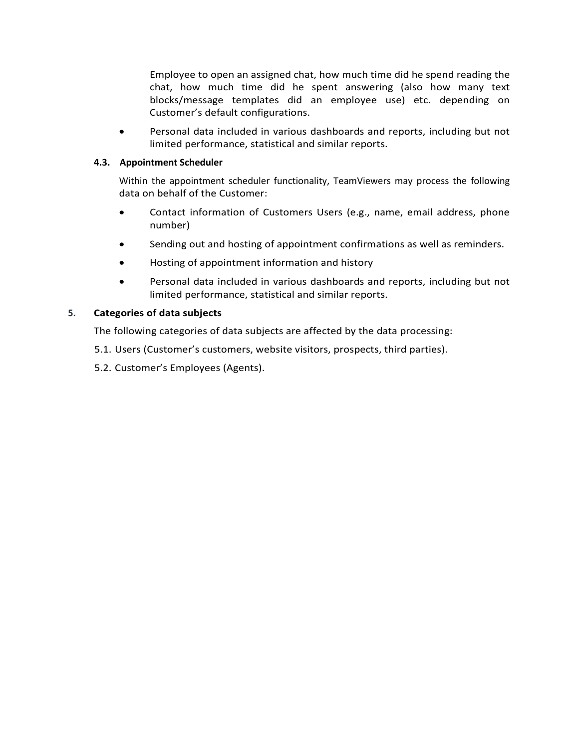Employee to open an assigned chat, how much time did he spend reading the chat, how much time did he spent answering (also how many text blocks/message templates did an employee use) etc. depending on Customer's default configurations.

- Personal data included in various dashboards and reports, including but not limited performance, statistical and similar reports.

### 4.3. Appointment Scheduler

Within the appointment scheduler functionality, TeamViewers may process the following data on behalf of the Customer:

- Contact information of Customers Users (e.g., name, email address, phone number)
- Sending out and hosting of appointment confirmations as well as reminders.
- Hosting of appointment information and history
- Personal data included in various dashboards and reports, including but not limited performance, statistical and similar reports.

## 5. Categories of data subjects

The following categories of data subjects are affected by the data processing:

5.1. Users (Customer's customers, website visitors, prospects, third parties).

5.2. Customer's Employees (Agents).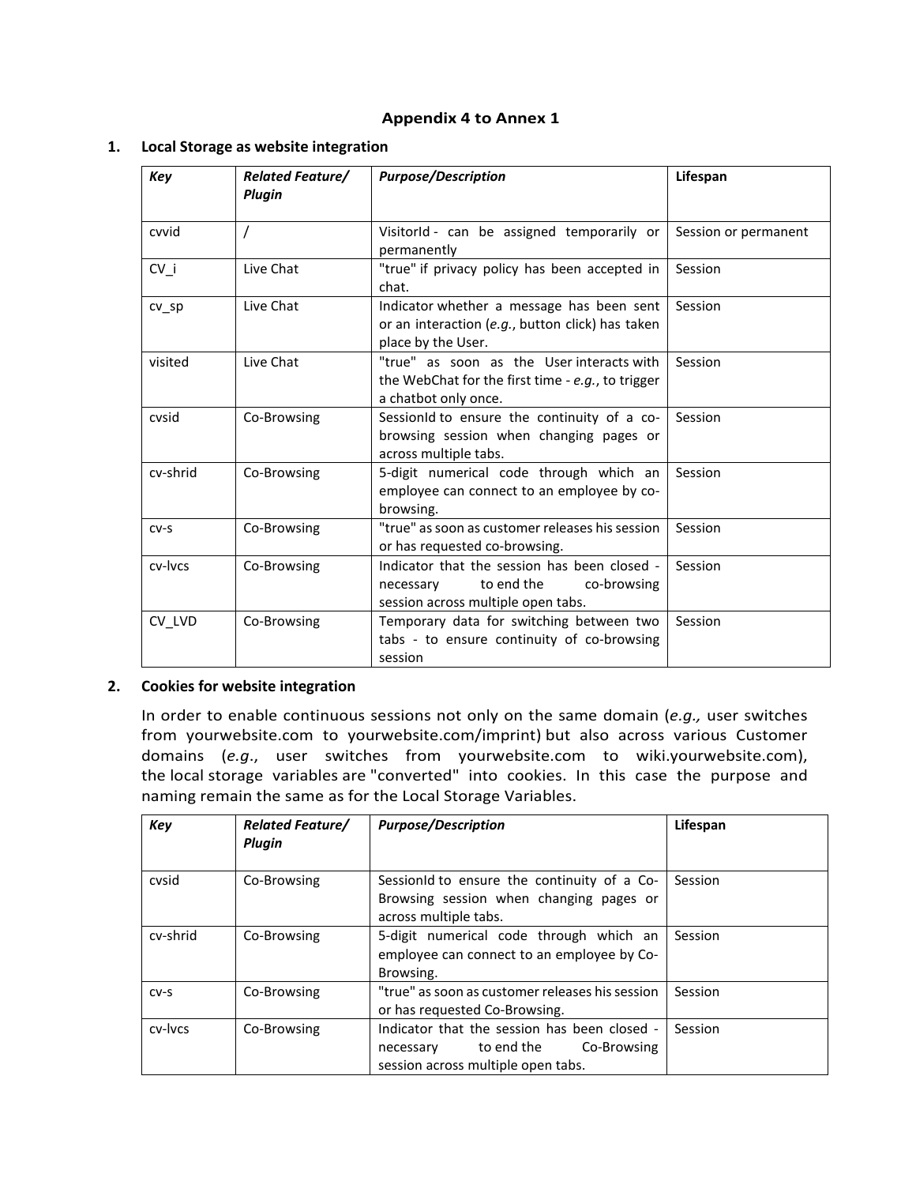# Appendix 4 to Annex 1

## 1. Local Storage as website integration

| *Key* | *Related Feature/ Plugin* | *Purpose/Description* | Lifespan |
|---|---|---|---|
| cvvid | / | VisitorId - can be assigned temporarily or permanently | Session or permanent |
| CV_i | Live Chat | "true" if privacy policy has been accepted in chat. | Session |
| cv_sp | Live Chat | Indicator whether a message has been sent or an interaction (*e.g.*, button click) has taken place by the User. | Session |
| visited | Live Chat | "true" as soon as the User interacts with the WebChat for the first time - *e.g.*, to trigger a chatbot only once. | Session |
| cvsid | Co-Browsing | SessionId to ensure the continuity of a co-browsing session when changing pages or across multiple tabs. | Session |
| cv-shrid | Co-Browsing | 5-digit numerical code through which an employee can connect to an employee by co-browsing. | Session |
| cv-s | Co-Browsing | "true" as soon as customer releases his session or has requested co-browsing. | Session |
| cv-lvcs | Co-Browsing | Indicator that the session has been closed - necessary to end the co-browsing session across multiple open tabs. | Session |
| CV_LVD | Co-Browsing | Temporary data for switching between two tabs - to ensure continuity of co-browsing session | Session |

## 2. Cookies for website integration

In order to enable continuous sessions not only on the same domain (*e.g.,* user switches from yourwebsite.com to yourwebsite.com/imprint) but also across various Customer domains (*e.g.*, user switches from yourwebsite.com to wiki.yourwebsite.com), the local storage variables are "converted" into cookies. In this case the purpose and naming remain the same as for the Local Storage Variables.

| *Key* | *Related Feature/ Plugin* | *Purpose/Description* | Lifespan |
|---|---|---|---|
| cvsid | Co-Browsing | SessionId to ensure the continuity of a Co-Browsing session when changing pages or across multiple tabs. | Session |
| cv-shrid | Co-Browsing | 5-digit numerical code through which an employee can connect to an employee by Co-Browsing. | Session |
| cv-s | Co-Browsing | "true" as soon as customer releases his session or has requested Co-Browsing. | Session |
| cv-lvcs | Co-Browsing | Indicator that the session has been closed - necessary to end the Co-Browsing session across multiple open tabs. | Session |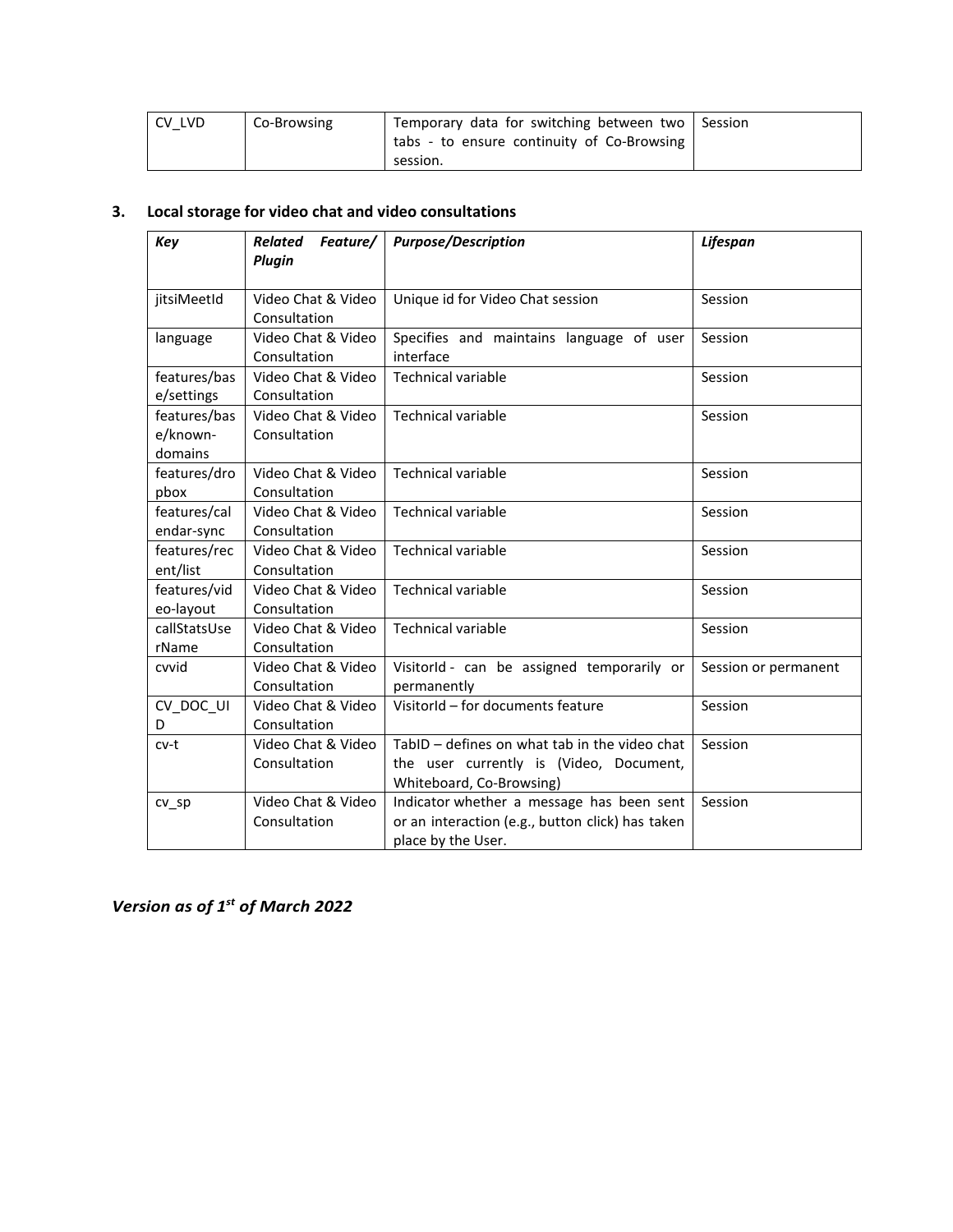| | | | |
|---|---|---|---|
| CV_LVD | Co-Browsing | Temporary data for switching between two tabs - to ensure continuity of Co-Browsing session. | Session |

## 3. Local storage for video chat and video consultations

| ***Key*** | ***Related Feature/ Plugin*** | ***Purpose/Description*** | ***Lifespan*** |
|---|---|---|---|
| jitsiMeetId | Video Chat & Video Consultation | Unique id for Video Chat session | Session |
| language | Video Chat & Video Consultation | Specifies and maintains language of user interface | Session |
| features/base/settings | Video Chat & Video Consultation | Technical variable | Session |
| features/base/known-domains | Video Chat & Video Consultation | Technical variable | Session |
| features/dropbox | Video Chat & Video Consultation | Technical variable | Session |
| features/calendar-sync | Video Chat & Video Consultation | Technical variable | Session |
| features/recent/list | Video Chat & Video Consultation | Technical variable | Session |
| features/video-layout | Video Chat & Video Consultation | Technical variable | Session |
| callStatsUserName | Video Chat & Video Consultation | Technical variable | Session |
| cvvid | Video Chat & Video Consultation | VisitorId - can be assigned temporarily or permanently | Session or permanent |
| CV_DOC_UID | Video Chat & Video Consultation | VisitorId – for documents feature | Session |
| cv-t | Video Chat & Video Consultation | TabID – defines on what tab in the video chat the user currently is (Video, Document, Whiteboard, Co-Browsing) | Session |
| cv_sp | Video Chat & Video Consultation | Indicator whether a message has been sent or an interaction (e.g., button click) has taken place by the User. | Session |

***Version as of 1st of March 2022***